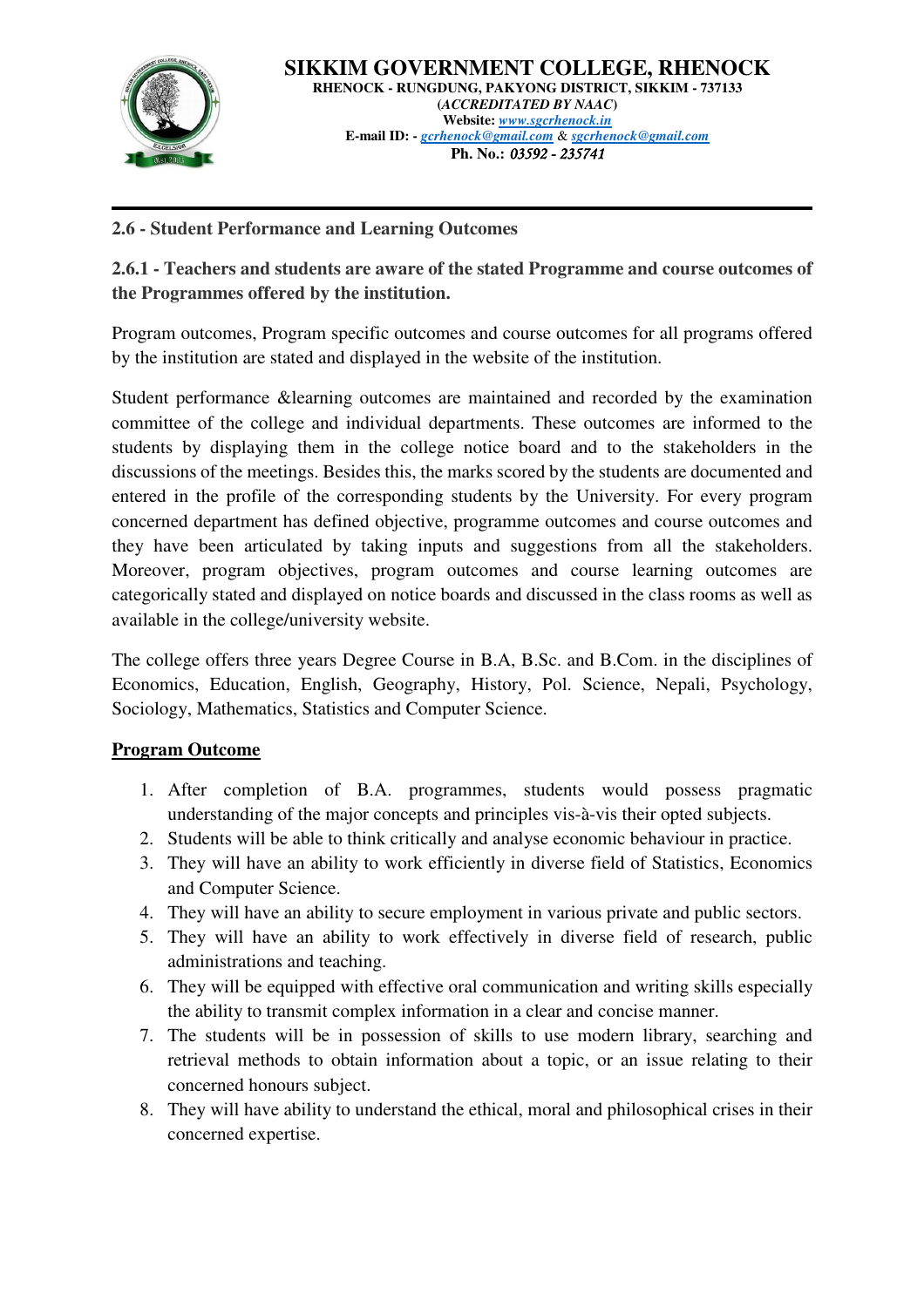# SIKKIM GOVERNMENT COLLEGE, RHENOCK

**RHENOCK - RUNGDUNG, PAKYONG DISTRICT, SIKKIM - 737133**
**(*ACCREDITATED BY NAAC*)**
**Website:** *www.sgcrhenock.in*
**E-mail ID: -** *gcrhenock@gmail.com* & *sgcrhenock@gmail.com*
**Ph. No.:** *03592 - 235741*

---

## 2.6 - Student Performance and Learning Outcomes

### 2.6.1 - Teachers and students are aware of the stated Programme and course outcomes of the Programmes offered by the institution.

Program outcomes, Program specific outcomes and course outcomes for all programs offered by the institution are stated and displayed in the website of the institution.

Student performance &learning outcomes are maintained and recorded by the examination committee of the college and individual departments. These outcomes are informed to the students by displaying them in the college notice board and to the stakeholders in the discussions of the meetings. Besides this, the marks scored by the students are documented and entered in the profile of the corresponding students by the University. For every program concerned department has defined objective, programme outcomes and course outcomes and they have been articulated by taking inputs and suggestions from all the stakeholders. Moreover, program objectives, program outcomes and course learning outcomes are categorically stated and displayed on notice boards and discussed in the class rooms as well as available in the college/university website.

The college offers three years Degree Course in B.A, B.Sc. and B.Com. in the disciplines of Economics, Education, English, Geography, History, Pol. Science, Nepali, Psychology, Sociology, Mathematics, Statistics and Computer Science.

**<u>Program Outcome</u>**

1. After completion of B.A. programmes, students would possess pragmatic understanding of the major concepts and principles vis-à-vis their opted subjects.
2. Students will be able to think critically and analyse economic behaviour in practice.
3. They will have an ability to work efficiently in diverse field of Statistics, Economics and Computer Science.
4. They will have an ability to secure employment in various private and public sectors.
5. They will have an ability to work effectively in diverse field of research, public administrations and teaching.
6. They will be equipped with effective oral communication and writing skills especially the ability to transmit complex information in a clear and concise manner.
7. The students will be in possession of skills to use modern library, searching and retrieval methods to obtain information about a topic, or an issue relating to their concerned honours subject.
8. They will have ability to understand the ethical, moral and philosophical crises in their concerned expertise.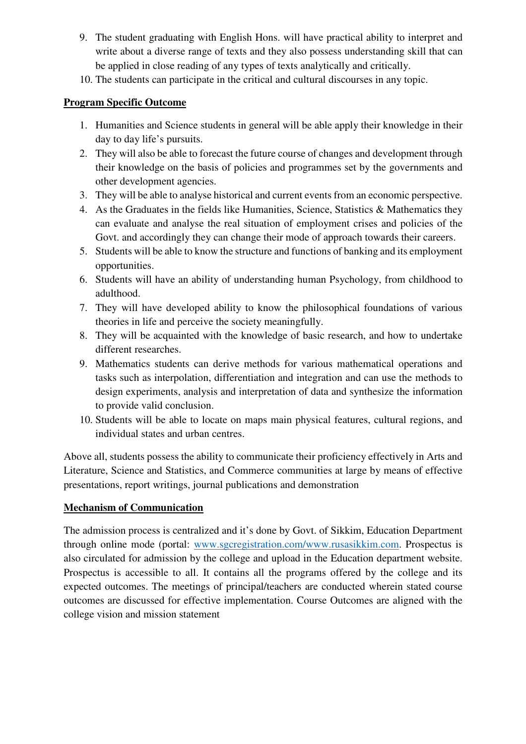9. The student graduating with English Hons. will have practical ability to interpret and write about a diverse range of texts and they also possess understanding skill that can be applied in close reading of any types of texts analytically and critically.
10. The students can participate in the critical and cultural discourses in any topic.

**Program Specific Outcome**

1. Humanities and Science students in general will be able apply their knowledge in their day to day life's pursuits.
2. They will also be able to forecast the future course of changes and development through their knowledge on the basis of policies and programmes set by the governments and other development agencies.
3. They will be able to analyse historical and current events from an economic perspective.
4. As the Graduates in the fields like Humanities, Science, Statistics & Mathematics they can evaluate and analyse the real situation of employment crises and policies of the Govt. and accordingly they can change their mode of approach towards their careers.
5. Students will be able to know the structure and functions of banking and its employment opportunities.
6. Students will have an ability of understanding human Psychology, from childhood to adulthood.
7. They will have developed ability to know the philosophical foundations of various theories in life and perceive the society meaningfully.
8. They will be acquainted with the knowledge of basic research, and how to undertake different researches.
9. Mathematics students can derive methods for various mathematical operations and tasks such as interpolation, differentiation and integration and can use the methods to design experiments, analysis and interpretation of data and synthesize the information to provide valid conclusion.
10. Students will be able to locate on maps main physical features, cultural regions, and individual states and urban centres.

Above all, students possess the ability to communicate their proficiency effectively in Arts and Literature, Science and Statistics, and Commerce communities at large by means of effective presentations, report writings, journal publications and demonstration

**Mechanism of Communication**

The admission process is centralized and it's done by Govt. of Sikkim, Education Department through online mode (portal: www.sgcregistration.com/www.rusasikkim.com. Prospectus is also circulated for admission by the college and upload in the Education department website. Prospectus is accessible to all. It contains all the programs offered by the college and its expected outcomes. The meetings of principal/teachers are conducted wherein stated course outcomes are discussed for effective implementation. Course Outcomes are aligned with the college vision and mission statement